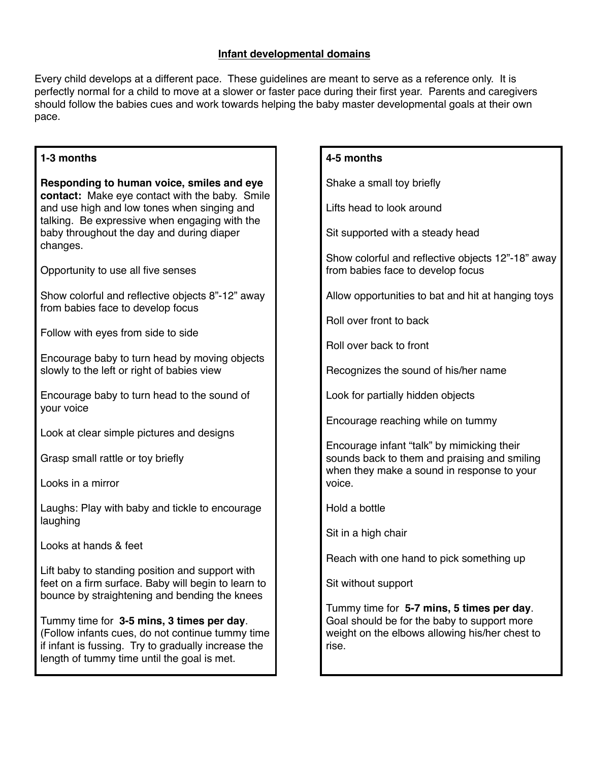# Infant developmental domains

Every child develops at a different pace. These guidelines are meant to serve as a reference only. It is perfectly normal for a child to move at a slower or faster pace during their first year. Parents and caregivers should follow the babies cues and work towards helping the baby master developmental goals at their own pace.

## 1-3 months

**Responding to human voice, smiles and eye contact:** Make eye contact with the baby. Smile and use high and low tones when singing and talking. Be expressive when engaging with the baby throughout the day and during diaper changes.

Opportunity to use all five senses

Show colorful and reflective objects 8”-12” away from babies face to develop focus

Follow with eyes from side to side

Encourage baby to turn head by moving objects slowly to the left or right of babies view

Encourage baby to turn head to the sound of your voice

Look at clear simple pictures and designs

Grasp small rattle or toy briefly

Looks in a mirror

Laughs: Play with baby and tickle to encourage laughing

Looks at hands & feet

Lift baby to standing position and support with feet on a firm surface. Baby will begin to learn to bounce by straightening and bending the knees

Tummy time for **3-5 mins, 3 times per day**. (Follow infants cues, do not continue tummy time if infant is fussing. Try to gradually increase the length of tummy time until the goal is met.

## 4-5 months

Shake a small toy briefly

Lifts head to look around

Sit supported with a steady head

Show colorful and reflective objects 12”-18” away from babies face to develop focus

Allow opportunities to bat and hit at hanging toys

Roll over front to back

Roll over back to front

Recognizes the sound of his/her name

Look for partially hidden objects

Encourage reaching while on tummy

Encourage infant “talk” by mimicking their sounds back to them and praising and smiling when they make a sound in response to your voice.

Hold a bottle

Sit in a high chair

Reach with one hand to pick something up

Sit without support

Tummy time for **5-7 mins, 5 times per day**. Goal should be for the baby to support more weight on the elbows allowing his/her chest to rise.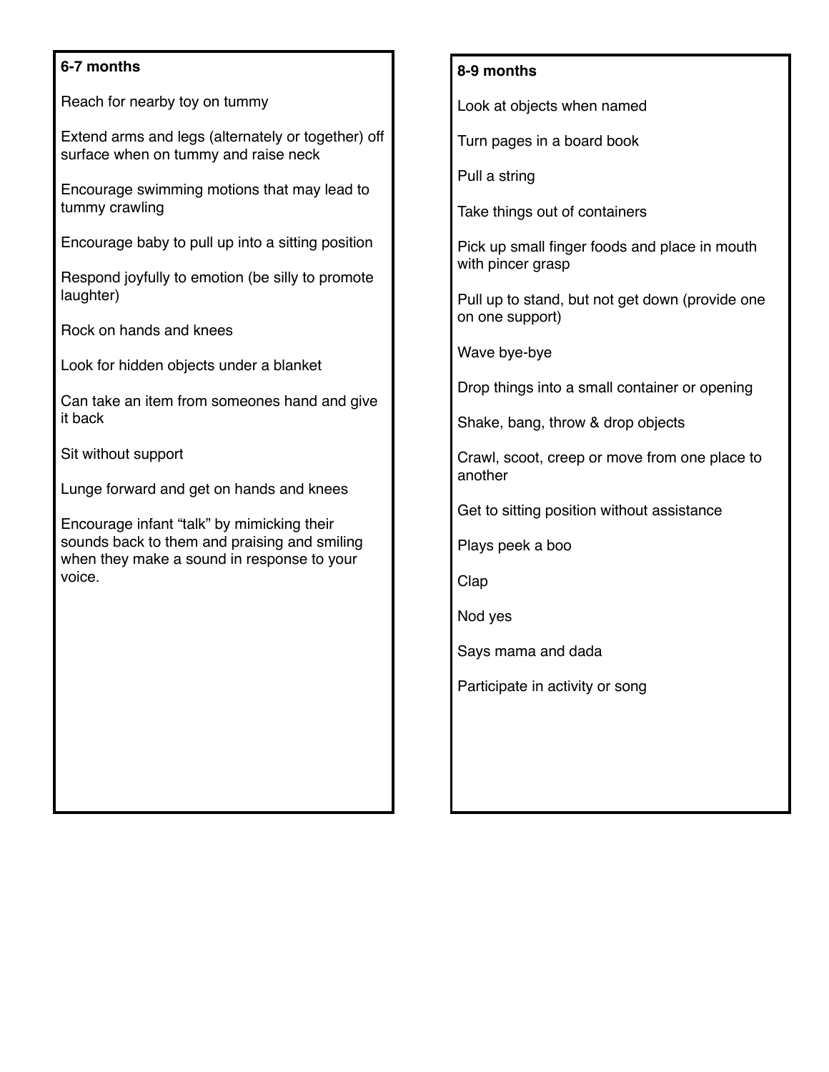**6-7 months**

Reach for nearby toy on tummy

Extend arms and legs (alternately or together) off surface when on tummy and raise neck

Encourage swimming motions that may lead to tummy crawling

Encourage baby to pull up into a sitting position

Respond joyfully to emotion (be silly to promote laughter)

Rock on hands and knees

Look for hidden objects under a blanket

Can take an item from someones hand and give it back

Sit without support

Lunge forward and get on hands and knees

Encourage infant "talk" by mimicking their sounds back to them and praising and smiling when they make a sound in response to your voice.

**8-9 months**

Look at objects when named

Turn pages in a board book

Pull a string

Take things out of containers

Pick up small finger foods and place in mouth with pincer grasp

Pull up to stand, but not get down (provide one on one support)

Wave bye-bye

Drop things into a small container or opening

Shake, bang, throw & drop objects

Crawl, scoot, creep or move from one place to another

Get to sitting position without assistance

Plays peek a boo

Clap

Nod yes

Says mama and dada

Participate in activity or song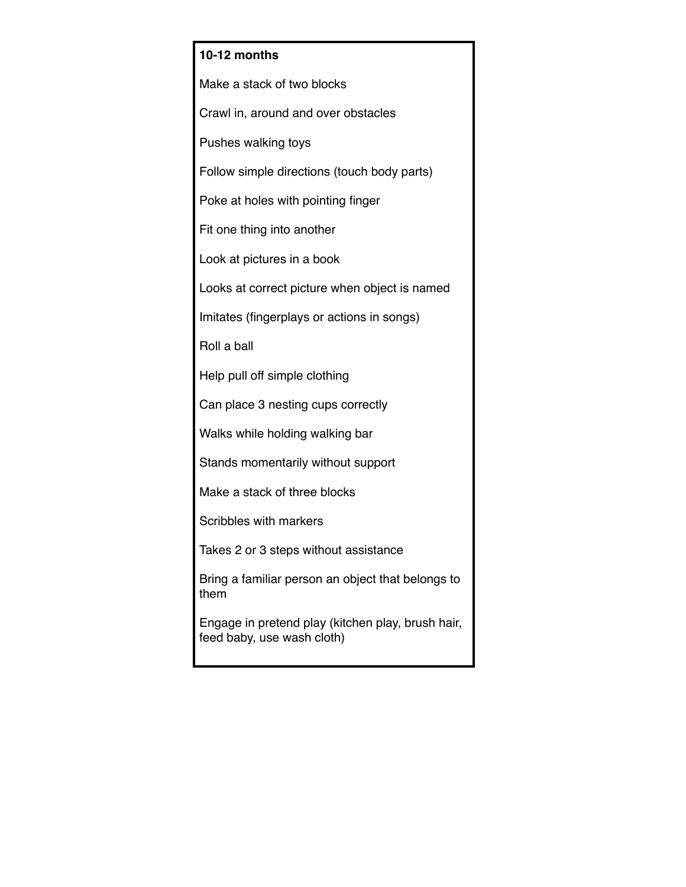**10-12 months**

Make a stack of two blocks

Crawl in, around and over obstacles

Pushes walking toys

Follow simple directions (touch body parts)

Poke at holes with pointing finger

Fit one thing into another

Look at pictures in a book

Looks at correct picture when object is named

Imitates (fingerplays or actions in songs)

Roll a ball

Help pull off simple clothing

Can place 3 nesting cups correctly

Walks while holding walking bar

Stands momentarily without support

Make a stack of three blocks

Scribbles with markers

Takes 2 or 3 steps without assistance

Bring a familiar person an object that belongs to them

Engage in pretend play (kitchen play, brush hair, feed baby, use wash cloth)